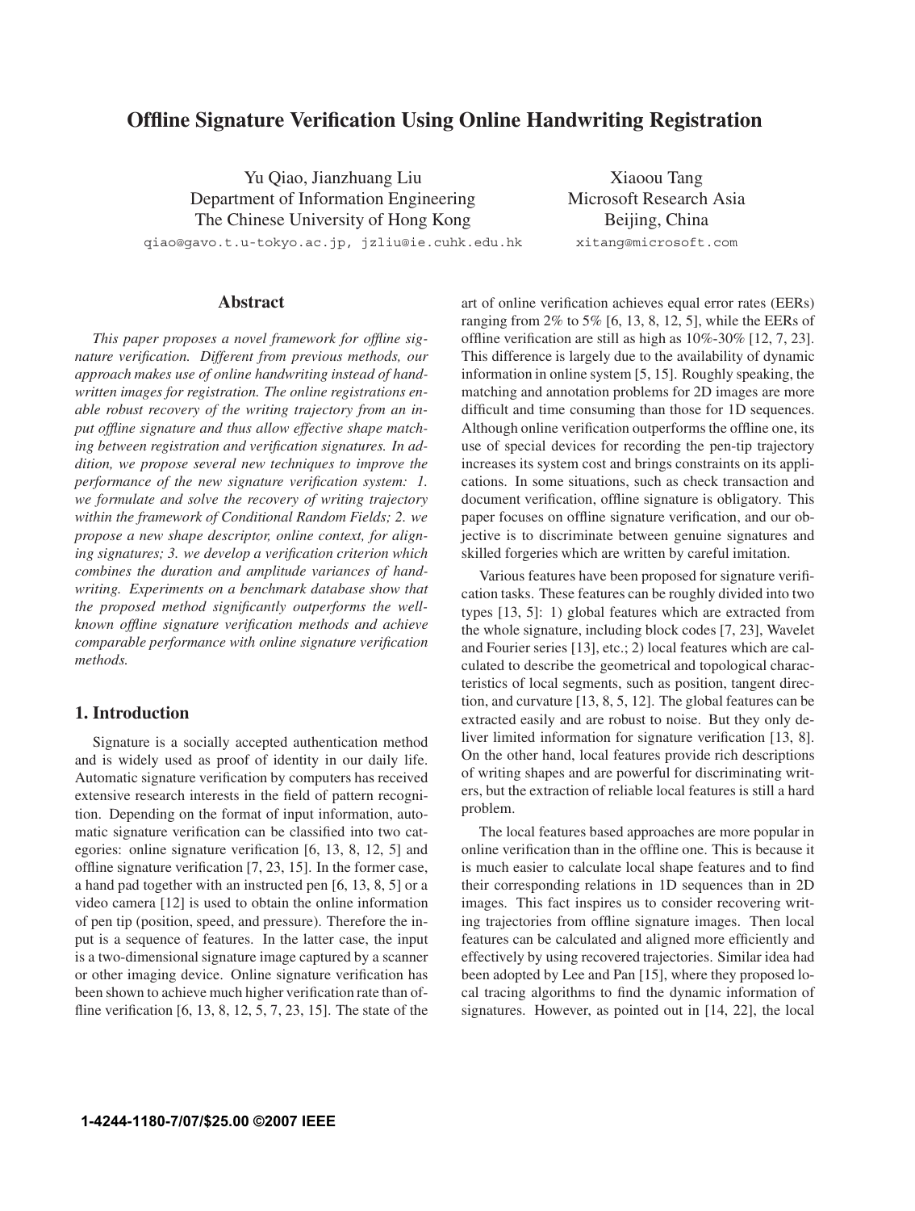# Offline Signature Verification Using Online Handwriting Registration

Yu Qiao, Jianzhuang Liu
Department of Information Engineering
The Chinese University of Hong Kong
qiao@gavo.t.u-tokyo.ac.jp, jzliu@ie.cuhk.edu.hk

Xiaoou Tang
Microsoft Research Asia
Beijing, China
xitang@microsoft.com

## Abstract

*This paper proposes a novel framework for offline signature verification. Different from previous methods, our approach makes use of online handwriting instead of handwritten images for registration. The online registrations enable robust recovery of the writing trajectory from an input offline signature and thus allow effective shape matching between registration and verification signatures. In addition, we propose several new techniques to improve the performance of the new signature verification system: 1. we formulate and solve the recovery of writing trajectory within the framework of Conditional Random Fields; 2. we propose a new shape descriptor, online context, for aligning signatures; 3. we develop a verification criterion which combines the duration and amplitude variances of handwriting. Experiments on a benchmark database show that the proposed method significantly outperforms the well-known offline signature verification methods and achieve comparable performance with online signature verification methods.*

## 1. Introduction

Signature is a socially accepted authentication method and is widely used as proof of identity in our daily life. Automatic signature verification by computers has received extensive research interests in the field of pattern recognition. Depending on the format of input information, automatic signature verification can be classified into two categories: online signature verification [6, 13, 8, 12, 5] and offline signature verification [7, 23, 15]. In the former case, a hand pad together with an instructed pen [6, 13, 8, 5] or a video camera [12] is used to obtain the online information of pen tip (position, speed, and pressure). Therefore the input is a sequence of features. In the latter case, the input is a two-dimensional signature image captured by a scanner or other imaging device. Online signature verification has been shown to achieve much higher verification rate than offline verification [6, 13, 8, 12, 5, 7, 23, 15]. The state of the art of online verification achieves equal error rates (EERs) ranging from 2% to 5% [6, 13, 8, 12, 5], while the EERs of offline verification are still as high as 10%-30% [12, 7, 23]. This difference is largely due to the availability of dynamic information in online system [5, 15]. Roughly speaking, the matching and annotation problems for 2D images are more difficult and time consuming than those for 1D sequences. Although online verification outperforms the offline one, its use of special devices for recording the pen-tip trajectory increases its system cost and brings constraints on its applications. In some situations, such as check transaction and document verification, offline signature is obligatory. This paper focuses on offline signature verification, and our objective is to discriminate between genuine signatures and skilled forgeries which are written by careful imitation.

Various features have been proposed for signature verification tasks. These features can be roughly divided into two types [13, 5]: 1) global features which are extracted from the whole signature, including block codes [7, 23], Wavelet and Fourier series [13], etc.; 2) local features which are calculated to describe the geometrical and topological characteristics of local segments, such as position, tangent direction, and curvature [13, 8, 5, 12]. The global features can be extracted easily and are robust to noise. But they only deliver limited information for signature verification [13, 8]. On the other hand, local features provide rich descriptions of writing shapes and are powerful for discriminating writers, but the extraction of reliable local features is still a hard problem.

The local features based approaches are more popular in online verification than in the offline one. This is because it is much easier to calculate local shape features and to find their corresponding relations in 1D sequences than in 2D images. This fact inspires us to consider recovering writing trajectories from offline signature images. Then local features can be calculated and aligned more efficiently and effectively by using recovered trajectories. Similar idea had been adopted by Lee and Pan [15], where they proposed local tracing algorithms to find the dynamic information of signatures. However, as pointed out in [14, 22], the local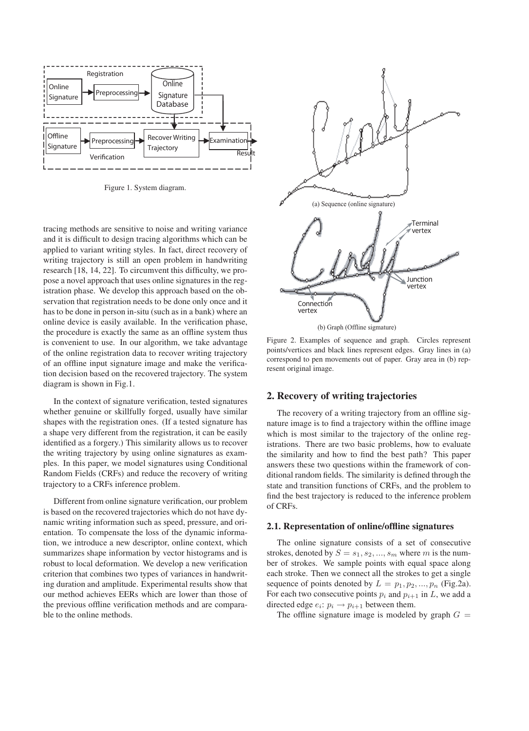Figure 1. System diagram.

tracing methods are sensitive to noise and writing variance and it is difficult to design tracing algorithms which can be applied to variant writing styles. In fact, direct recovery of writing trajectory is still an open problem in handwriting research [18, 14, 22]. To circumvent this difficulty, we propose a novel approach that uses online signatures in the registration phase. We develop this approach based on the observation that registration needs to be done only once and it has to be done in person in-situ (such as in a bank) where an online device is easily available. In the verification phase, the procedure is exactly the same as an offline system thus is convenient to use. In our algorithm, we take advantage of the online registration data to recover writing trajectory of an offline input signature image and make the verification decision based on the recovered trajectory. The system diagram is shown in Fig.1.

In the context of signature verification, tested signatures whether genuine or skillfully forged, usually have similar shapes with the registration ones. (If a tested signature has a shape very different from the registration, it can be easily identified as a forgery.) This similarity allows us to recover the writing trajectory by using online signatures as examples. In this paper, we model signatures using Conditional Random Fields (CRFs) and reduce the recovery of writing trajectory to a CRFs inference problem.

Different from online signature verification, our problem is based on the recovered trajectories which do not have dynamic writing information such as speed, pressure, and orientation. To compensate the loss of the dynamic information, we introduce a new descriptor, online context, which summarizes shape information by vector histograms and is robust to local deformation. We develop a new verification criterion that combines two types of variances in handwriting duration and amplitude. Experimental results show that our method achieves EERs which are lower than those of the previous offline verification methods and are comparable to the online methods.

(a) Sequence (online signature)

(b) Graph (Offline sigmature)

Figure 2. Examples of sequence and graph. Circles represent points/vertices and black lines represent edges. Gray lines in (a) correspond to pen movements out of paper. Gray area in (b) represent original image.

## 2. Recovery of writing trajectories

The recovery of a writing trajectory from an offline signature image is to find a trajectory within the offline image which is most similar to the trajectory of the online registrations. There are two basic problems, how to evaluate the similarity and how to find the best path? This paper answers these two questions within the framework of conditional random fields. The similarity is defined through the state and transition functions of CRFs, and the problem to find the best trajectory is reduced to the inference problem of CRFs.

### 2.1. Representation of online/offline signatures

The online signature consists of a set of consecutive strokes, denoted by $S = s_1, s_2, ..., s_m$ where $m$ is the number of strokes. We sample points with equal space along each stroke. Then we connect all the strokes to get a single sequence of points denoted by $L = p_1, p_2, ..., p_n$ (Fig.2a). For each two consecutive points $p_i$ and $p_{i+1}$ in $L$, we add a directed edge $e_i$: $p_i \rightarrow p_{i+1}$ between them.

The offline signature image is modeled by graph $G =$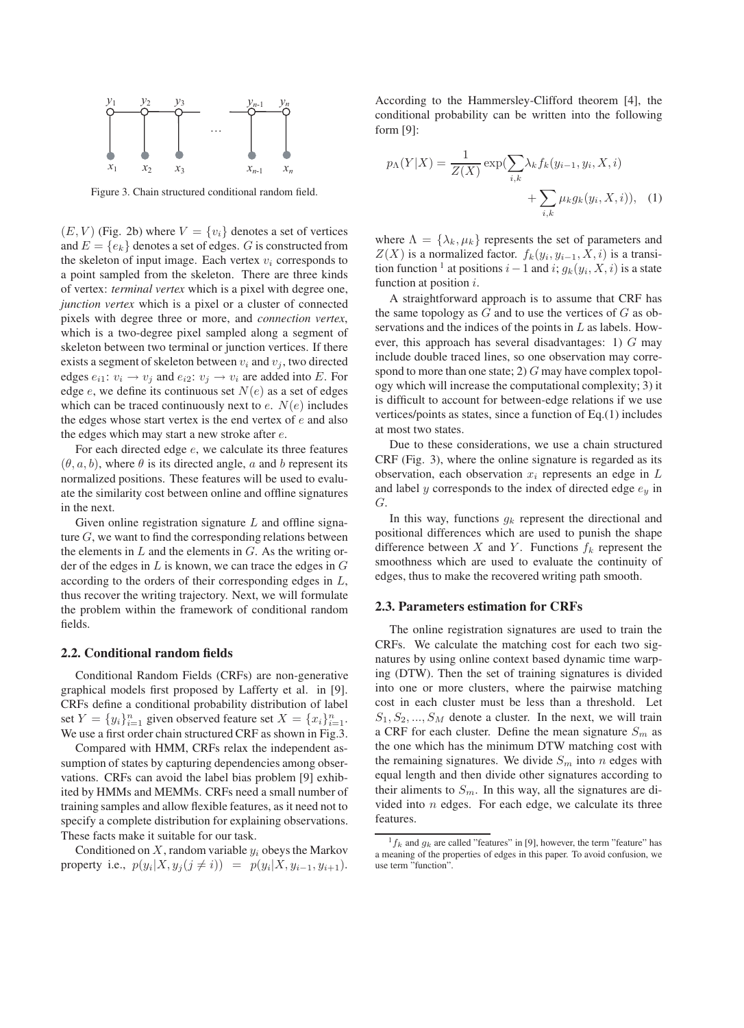Figure 3. Chain structured conditional random field.

$(E, V)$ (Fig. 2b) where $V = \{v_i\}$ denotes a set of vertices and $E = \{e_k\}$ denotes a set of edges. $G$ is constructed from the skeleton of input image. Each vertex $v_i$ corresponds to a point sampled from the skeleton. There are three kinds of vertex: *terminal vertex* which is a pixel with degree one, *junction vertex* which is a pixel or a cluster of connected pixels with degree three or more, and *connection vertex*, which is a two-degree pixel sampled along a segment of skeleton between two terminal or junction vertices. If there exists a segment of skeleton between $v_i$ and $v_j$, two directed edges $e_{i1}$: $v_i \rightarrow v_j$ and $e_{i2}$: $v_j \rightarrow v_i$ are added into $E$. For edge $e$, we define its continuous set $N(e)$ as a set of edges which can be traced continuously next to $e$. $N(e)$ includes the edges whose start vertex is the end vertex of $e$ and also the edges which may start a new stroke after $e$.

For each directed edge $e$, we calculate its three features $(\theta, a, b)$, where $\theta$ is its directed angle, $a$ and $b$ represent its normalized positions. These features will be used to evaluate the similarity cost between online and offline signatures in the next.

Given online registration signature $L$ and offline signature $G$, we want to find the corresponding relations between the elements in $L$ and the elements in $G$. As the writing order of the edges in $L$ is known, we can trace the edges in $G$ according to the orders of their corresponding edges in $L$, thus recover the writing trajectory. Next, we will formulate the problem within the framework of conditional random fields.

## 2.2. Conditional random fields

Conditional Random Fields (CRFs) are non-generative graphical models first proposed by Lafferty et al. in [9]. CRFs define a conditional probability distribution of label set $Y = \{y_i\}_{i=1}^{n}$ given observed feature set $X = \{x_i\}_{i=1}^{n}$. We use a first order chain structured CRF as shown in Fig.3.

Compared with HMM, CRFs relax the independent assumption of states by capturing dependencies among observations. CRFs can avoid the label bias problem [9] exhibited by HMMs and MEMMs. CRFs need a small number of training samples and allow flexible features, as it need not to specify a complete distribution for explaining observations. These facts make it suitable for our task.

Conditioned on $X$, random variable $y_i$ obeys the Markov property i.e., $p(y_i|X, y_j(j \neq i)) = p(y_i|X, y_{i-1}, y_{i+1})$. According to the Hammersley-Clifford theorem [4], the conditional probability can be written into the following form [9]:

$$p_\Lambda(Y|X) = \frac{1}{Z(X)} \exp(\sum_{i,k} \lambda_k f_k(y_{i-1}, y_i, X, i) + \sum_{i,k} \mu_k g_k(y_i, X, i)), \quad (1)$$

where $\Lambda = \{\lambda_k, \mu_k\}$ represents the set of parameters and $Z(X)$ is a normalized factor. $f_k(y_i, y_{i-1}, X, i)$ is a transition function [1] at positions $i-1$ and $i$; $g_k(y_i, X, i)$ is a state function at position $i$.

A straightforward approach is to assume that CRF has the same topology as $G$ and to use the vertices of $G$ as observations and the indices of the points in $L$ as labels. However, this approach has several disadvantages: 1) $G$ may include double traced lines, so one observation may correspond to more than one state; 2) $G$ may have complex topology which will increase the computational complexity; 3) it is difficult to account for between-edge relations if we use vertices/points as states, since a function of Eq.(1) includes at most two states.

Due to these considerations, we use a chain structured CRF (Fig. 3), where the online signature is regarded as its observation, each observation $x_i$ represents an edge in $L$ and label $y$ corresponds to the index of directed edge $e_y$ in $G$.

In this way, functions $g_k$ represent the directional and positional differences which are used to punish the shape difference between $X$ and $Y$. Functions $f_k$ represent the smoothness which are used to evaluate the continuity of edges, thus to make the recovered writing path smooth.

## 2.3. Parameters estimation for CRFs

The online registration signatures are used to train the CRFs. We calculate the matching cost for each two signatures by using online context based dynamic time warping (DTW). Then the set of training signatures is divided into one or more clusters, where the pairwise matching cost in each cluster must be less than a threshold. Let $S_1, S_2, ..., S_M$ denote a cluster. In the next, we will train a CRF for each cluster. Define the mean signature $S_m$ as the one which has the minimum DTW matching cost with the remaining signatures. We divide $S_m$ into $n$ edges with equal length and then divide other signatures according to their aliments to $S_m$. In this way, all the signatures are divided into $n$ edges. For each edge, we calculate its three features.

[1] $f_k$ and $g_k$ are called "features" in [9], however, the term "feature" has a meaning of the properties of edges in this paper. To avoid confusion, we use term "function".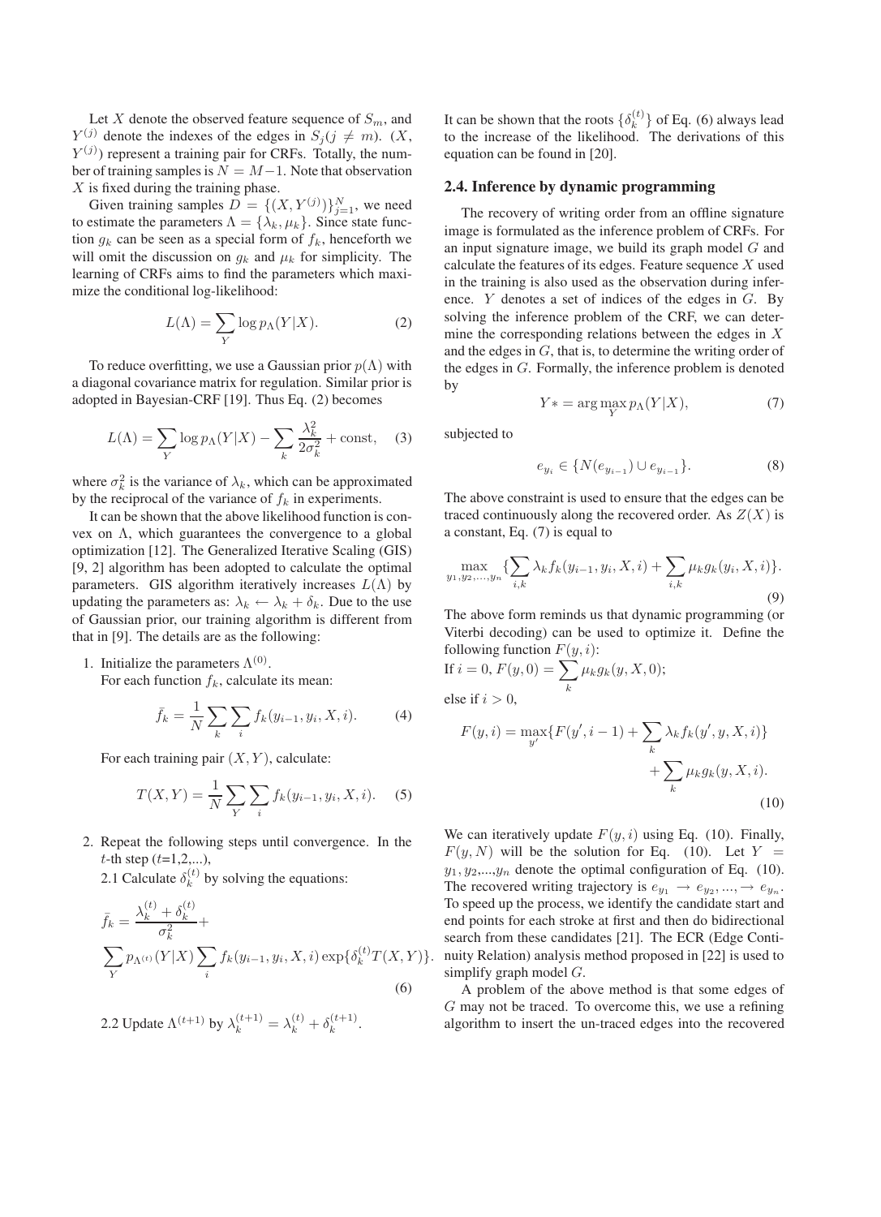Let $X$ denote the observed feature sequence of $S_m$, and $Y^{(j)}$ denote the indexes of the edges in $S_j (j \neq m)$. ($X$, $Y^{(j)}$) represent a training pair for CRFs. Totally, the number of training samples is $N = M-1$. Note that observation $X$ is fixed during the training phase.

Given training samples $D = \{(X, Y^{(j)})\}_{j=1}^{N}$, we need to estimate the parameters $\Lambda = \{\lambda_k, \mu_k\}$. Since state function $g_k$ can be seen as a special form of $f_k$, henceforth we will omit the discussion on $g_k$ and $\mu_k$ for simplicity. The learning of CRFs aims to find the parameters which maximize the conditional log-likelihood:

$$L(\Lambda) = \sum_{Y} \log p_{\Lambda}(Y|X). \tag{2}$$

To reduce overfitting, we use a Gaussian prior $p(\Lambda)$ with a diagonal covariance matrix for regulation. Similar prior is adopted in Bayesian-CRF [19]. Thus Eq. (2) becomes

$$L(\Lambda) = \sum_{Y} \log p_{\Lambda}(Y|X) - \sum_{k} \frac{\lambda_k^2}{2\sigma_k^2} + \text{const}, \tag{3}$$

where $\sigma_k^2$ is the variance of $\lambda_k$, which can be approximated by the reciprocal of the variance of $f_k$ in experiments.

It can be shown that the above likelihood function is convex on $\Lambda$, which guarantees the convergence to a global optimization [12]. The Generalized Iterative Scaling (GIS) [9, 2] algorithm has been adopted to calculate the optimal parameters. GIS algorithm iteratively increases $L(\Lambda)$ by updating the parameters as: $\lambda_k \leftarrow \lambda_k + \delta_k$. Due to the use of Gaussian prior, our training algorithm is different from that in [9]. The details are as the following:

1. Initialize the parameters $\Lambda^{(0)}$.
   For each function $f_k$, calculate its mean:
   $$\bar{f}_k = \frac{1}{N} \sum_{k} \sum_{i} f_k(y_{i-1}, y_i, X, i). \tag{4}$$
   For each training pair $(X, Y)$, calculate:
   $$T(X, Y) = \frac{1}{N} \sum_{Y} \sum_{i} f_k(y_{i-1}, y_i, X, i). \tag{5}$$
2. Repeat the following steps until convergence. In the $t$-th step ($t$=1,2,...),
   2.1 Calculate $\delta_k^{(t)}$ by solving the equations:
   $$\bar{f}_k = \frac{\lambda_k^{(t)} + \delta_k^{(t)}}{\sigma_k^2} + \sum_{Y} p_{\Lambda^{(t)}}(Y|X) \sum_{i} f_k(y_{i-1}, y_i, X, i) \exp\{\delta_k^{(t)} T(X, Y)\}. \tag{6}$$
   2.2 Update $\Lambda^{(t+1)}$ by $\lambda_k^{(t+1)} = \lambda_k^{(t)} + \delta_k^{(t+1)}$.

It can be shown that the roots $\{\delta_k^{(t)}\}$ of Eq. (6) always lead to the increase of the likelihood. The derivations of this equation can be found in [20].

### 2.4. Inference by dynamic programming

The recovery of writing order from an offline signature image is formulated as the inference problem of CRFs. For an input signature image, we build its graph model $G$ and calculate the features of its edges. Feature sequence $X$ used in the training is also used as the observation during inference. $Y$ denotes a set of indices of the edges in $G$. By solving the inference problem of the CRF, we can determine the corresponding relations between the edges in $X$ and the edges in $G$, that is, to determine the writing order of the edges in $G$. Formally, the inference problem is denoted by

$$Y* = \arg\max_{Y} p_{\Lambda}(Y|X), \tag{7}$$

subjected to

$$e_{y_i} \in \{N(e_{y_{i-1}}) \cup e_{y_{i-1}}\}. \tag{8}$$

The above constraint is used to ensure that the edges can be traced continuously along the recovered order. As $Z(X)$ is a constant, Eq. (7) is equal to

$$\max_{y_1, y_2, ..., y_n} \{\sum_{i,k} \lambda_k f_k(y_{i-1}, y_i, X, i) + \sum_{i,k} \mu_k g_k(y_i, X, i)\}. \tag{9}$$

The above form reminds us that dynamic programming (or Viterbi decoding) can be used to optimize it. Define the following function $F(y, i)$:

If $i = 0$, $F(y, 0) = \sum_{k} \mu_k g_k(y, X, 0)$;

else if $i > 0$,

$$F(y, i) = \max_{y'}\{F(y', i-1) + \sum_{k} \lambda_k f_k(y', y, X, i)\} + \sum_{k} \mu_k g_k(y, X, i). \tag{10}$$

We can iteratively update $F(y, i)$ using Eq. (10). Finally, $F(y, N)$ will be the solution for Eq. (10). Let $Y = y_1, y_2, ..., y_n$ denote the optimal configuration of Eq. (10). The recovered writing trajectory is $e_{y_1} \rightarrow e_{y_2}, ..., \rightarrow e_{y_n}$. To speed up the process, we identify the candidate start and end points for each stroke at first and then do bidirectional search from these candidates [21]. The ECR (Edge Continuity Relation) analysis method proposed in [22] is used to simplify graph model $G$.

A problem of the above method is that some edges of $G$ may not be traced. To overcome this, we use a refining algorithm to insert the un-traced edges into the recovered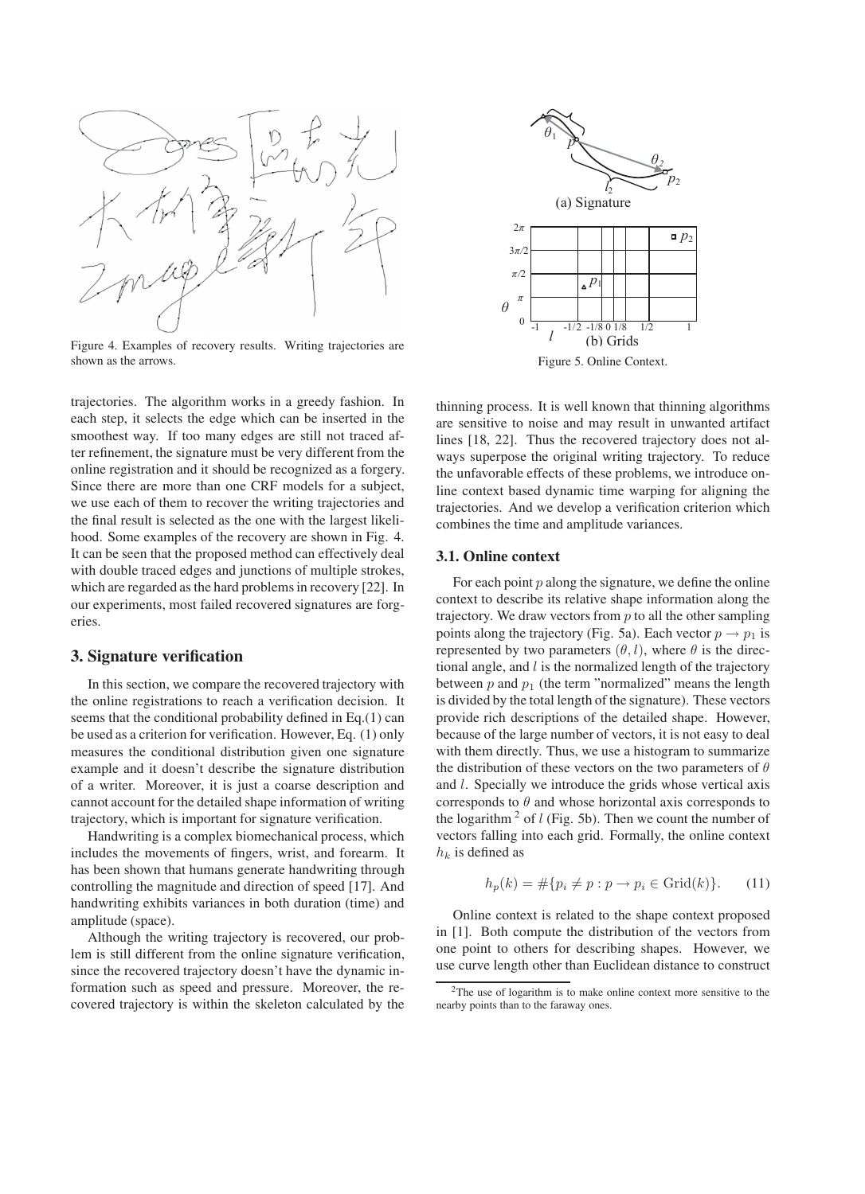Figure 4. Examples of recovery results. Writing trajectories are shown as the arrows.

trajectories. The algorithm works in a greedy fashion. In each step, it selects the edge which can be inserted in the smoothest way. If too many edges are still not traced after refinement, the signature must be very different from the online registration and it should be recognized as a forgery. Since there are more than one CRF models for a subject, we use each of them to recover the writing trajectories and the final result is selected as the one with the largest likelihood. Some examples of the recovery are shown in Fig. 4. It can be seen that the proposed method can effectively deal with double traced edges and junctions of multiple strokes, which are regarded as the hard problems in recovery [22]. In our experiments, most failed recovered signatures are forgeries.

## 3. Signature verification

In this section, we compare the recovered trajectory with the online registrations to reach a verification decision. It seems that the conditional probability defined in Eq.(1) can be used as a criterion for verification. However, Eq. (1) only measures the conditional distribution given one signature example and it doesn't describe the signature distribution of a writer. Moreover, it is just a coarse description and cannot account for the detailed shape information of writing trajectory, which is important for signature verification.

Handwriting is a complex biomechanical process, which includes the movements of fingers, wrist, and forearm. It has been shown that humans generate handwriting through controlling the magnitude and direction of speed [17]. And handwriting exhibits variances in both duration (time) and amplitude (space).

Although the writing trajectory is recovered, our problem is still different from the online signature verification, since the recovered trajectory doesn't have the dynamic information such as speed and pressure. Moreover, the recovered trajectory is within the skeleton calculated by the thinning process. It is well known that thinning algorithms are sensitive to noise and may result in unwanted artifact lines [18, 22]. Thus the recovered trajectory does not always superpose the original writing trajectory. To reduce the unfavorable effects of these problems, we introduce online context based dynamic time warping for aligning the trajectories. And we develop a verification criterion which combines the time and amplitude variances.

Figure 5. Online Context. (a) Signature (b) Grids

### 3.1. Online context

For each point $p$ along the signature, we define the online context to describe its relative shape information along the trajectory. We draw vectors from $p$ to all the other sampling points along the trajectory (Fig. 5a). Each vector $p \rightarrow p_1$ is represented by two parameters $(\theta, l)$, where $\theta$ is the directional angle, and $l$ is the normalized length of the trajectory between $p$ and $p_1$ (the term "normalized" means the length is divided by the total length of the signature). These vectors provide rich descriptions of the detailed shape. However, because of the large number of vectors, it is not easy to deal with them directly. Thus, we use a histogram to summarize the distribution of these vectors on the two parameters of $\theta$ and $l$. Specially we introduce the grids whose vertical axis corresponds to $\theta$ and whose horizontal axis corresponds to the logarithm [2] of $l$ (Fig. 5b). Then we count the number of vectors falling into each grid. Formally, the online context $h_k$ is defined as

$$h_p(k) = \#\{p_i \neq p : p \rightarrow p_i \in \text{Grid}(k)\}. \qquad (11)$$

Online context is related to the shape context proposed in [1]. Both compute the distribution of the vectors from one point to others for describing shapes. However, we use curve length other than Euclidean distance to construct

[2]The use of logarithm is to make online context more sensitive to the nearby points than to the faraway ones.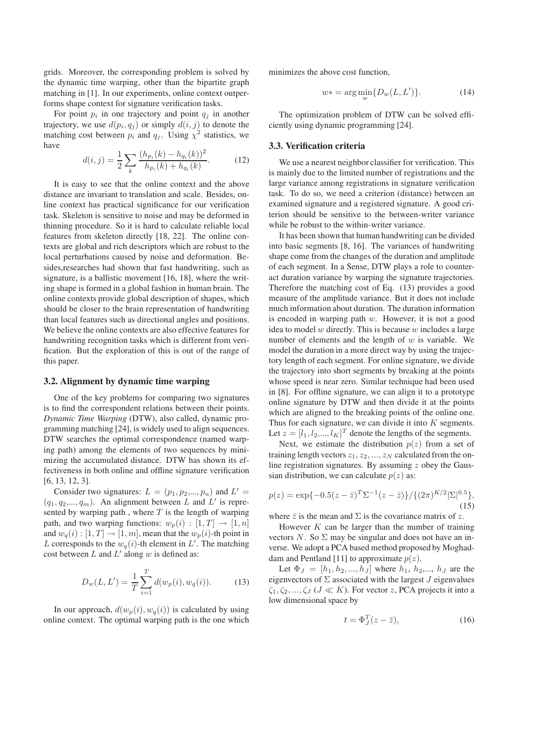grids. Moreover, the corresponding problem is solved by the dynamic time warping, other than the bipartite graph matching in [1]. In our experiments, online context outperforms shape context for signature verification tasks.

For point $p_i$ in one trajectory and point $q_j$ in another trajectory, we use $d(p_i, q_j)$ or simply $d(i, j)$ to denote the matching cost between $p_i$ and $q_j$. Using $\chi^2$ statistics, we have

$$d(i,j) = \frac{1}{2}\sum_k \frac{(h_{p_i}(k) - h_{q_i}(k))^2}{h_{p_i}(k) + h_{q_i}(k)}. \quad (12)$$

It is easy to see that the online context and the above distance are invariant to translation and scale. Besides, online context has practical significance for our verification task. Skeleton is sensitive to noise and may be deformed in thinning procedure. So it is hard to calculate reliable local features from skeleton directly [18, 22]. The online contexts are global and rich descriptors which are robust to the local perturbations caused by noise and deformation. Besides,researches had shown that fast handwriting, such as signature, is a ballistic movement [16, 18], where the writing shape is formed in a global fashion in human brain. The online contexts provide global description of shapes, which should be closer to the brain representation of handwriting than local features such as directional angles and positions. We believe the online contexts are also effective features for handwriting recognition tasks which is different from verification. But the exploration of this is out of the range of this paper.

### 3.2. Alignment by dynamic time warping

One of the key problems for comparing two signatures is to find the correspondent relations between their points. *Dynamic Time Warping* (DTW), also called, dynamic programming matching [24], is widely used to align sequences. DTW searches the optimal correspondence (named warping path) among the elements of two sequences by minimizing the accumulated distance. DTW has shown its effectiveness in both online and offline signature verification [6, 13, 12, 3].

Consider two signatures: $L = (p_1, p_2,..., p_n)$ and $L' = (q_1, q_2,..., q_m)$. An alignment between $L$ and $L'$ is represented by warping path , where $T$ is the length of warping path, and two warping functions: $w_p(i) : [1, T] \rightarrow [1, n]$ and $w_q(i) : [1, T] \rightarrow [1, m]$, mean that the $w_p(i)$-th point in $L$ corresponds to the $w_q(i)$-th element in $L'$. The matching cost between $L$ and $L'$ along $w$ is defined as:

$$D_w(L, L') = \frac{1}{T}\sum_{i=1}^{T} d(w_p(i), w_q(i)). \quad (13)$$

In our approach, $d(w_p(i), w_q(i))$ is calculated by using online context. The optimal warping path is the one which minimizes the above cost function,

$$w* = \arg\min_w \{D_w(L, L')\}. \quad (14)$$

The optimization problem of DTW can be solved efficiently using dynamic programming [24].

### 3.3. Verification criteria

We use a nearest neighbor classifier for verification. This is mainly due to the limited number of registrations and the large variance among registrations in signature verification task. To do so, we need a criterion (distance) between an examined signature and a registered signature. A good criterion should be sensitive to the between-writer variance while be robust to the within-writer variance.

It has been shown that human handwriting can be divided into basic segments [8, 16]. The variances of handwriting shape come from the changes of the duration and amplitude of each segment. In a Sense, DTW plays a role to counteract duration variance by warping the signature trajectories. Therefore the matching cost of Eq. (13) provides a good measure of the amplitude variance. But it does not include much information about duration. The duration information is encoded in warping path $w$. However, it is not a good idea to model $w$ directly. This is because $w$ includes a large number of elements and the length of $w$ is variable. We model the duration in a more direct way by using the trajectory length of each segment. For online signature, we divide the trajectory into short segments by breaking at the points whose speed is near zero. Similar technique had been used in [8]. For offline signature, we can align it to a prototype online signature by DTW and then divide it at the points which are aligned to the breaking points of the online one. Thus for each signature, we can divide it into $K$ segments. Let $z = [l_1, l_2,..., l_K]^T$ denote the lengths of the segments.

Next, we estimate the distribution $p(z)$ from a set of training length vectors $z_1, z_2, ..., z_N$ calculated from the online registration signatures. By assuming $z$ obey the Gaussian distribution, we can calculate $p(z)$ as:

$$p(z) = \exp\{-0.5(z - \bar{z})^T\Sigma^{-1}(z - \bar{z})\}/\{(2\pi)^{K/2}|\Sigma|^{0.5}\}, \quad (15)$$

where $\bar{z}$ is the mean and $\Sigma$ is the covariance matrix of $z$.

However $K$ can be larger than the number of training vectors $N$. So $\Sigma$ may be singular and does not have an inverse. We adopt a PCA based method proposed by Moghaddam and Pentland [11] to approximate $p(z)$.

Let $\Phi_J = [h_1, h_2, ..., h_J]$ where $h_1$, $h_2$,..., $h_J$ are the eigenvectors of $\Sigma$ associated with the largest $J$ eigenvalues $\zeta_1, \zeta_2, ..., \zeta_J$ ($J \ll K$). For vector $z$, PCA projects it into a low dimensional space by

$$t = \Phi_J^T(z - \bar{z}), \quad (16)$$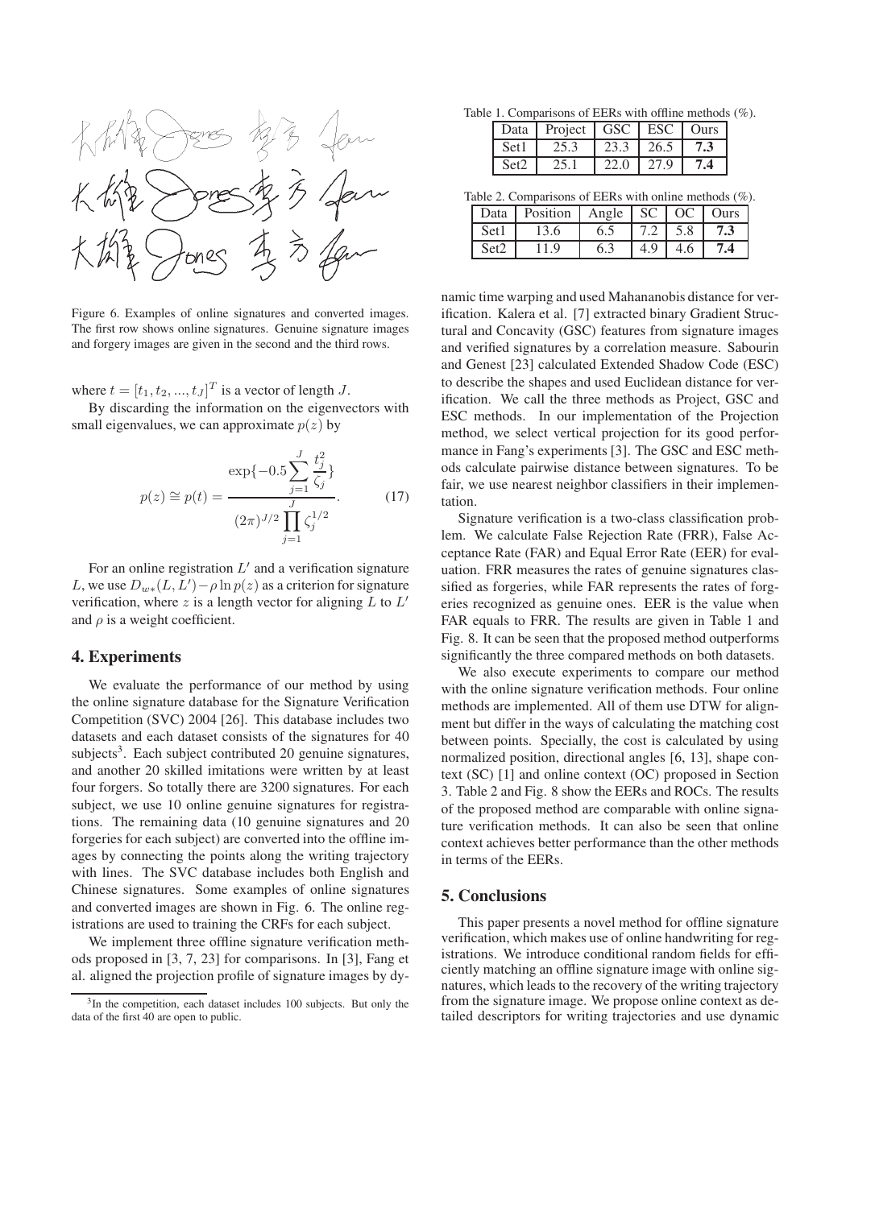Figure 6. Examples of online signatures and converted images. The first row shows online signatures. Genuine signature images and forgery images are given in the second and the third rows.

where $t = [t_1, t_2, ..., t_J]^T$ is a vector of length $J$.

By discarding the information on the eigenvectors with small eigenvalues, we can approximate $p(z)$ by

$$p(z) \cong p(t) = \frac{\exp\{-0.5\sum_{j=1}^{J}\frac{t_j^2}{\zeta_j}\}}{(2\pi)^{J/2}\prod_{j=1}^{J}\zeta_j^{1/2}}. \tag{17}$$

For an online registration $L'$ and a verification signature $L$, we use $D_{w*}(L, L') - \rho \ln p(z)$ as a criterion for signature verification, where $z$ is a length vector for aligning $L$ to $L'$ and $\rho$ is a weight coefficient.

## 4. Experiments

We evaluate the performance of our method by using the online signature database for the Signature Verification Competition (SVC) 2004 [26]. This database includes two datasets and each dataset consists of the signatures for 40 subjects[3]. Each subject contributed 20 genuine signatures, and another 20 skilled imitations were written by at least four forgers. So totally there are 3200 signatures. For each subject, we use 10 online genuine signatures for registrations. The remaining data (10 genuine signatures and 20 forgeries for each subject) are converted into the offline images by connecting the points along the writing trajectory with lines. The SVC database includes both English and Chinese signatures. Some examples of online signatures and converted images are shown in Fig. 6. The online registrations are used to training the CRFs for each subject.

We implement three offline signature verification methods proposed in [3, 7, 23] for comparisons. In [3], Fang et al. aligned the projection profile of signature images by dynamic time warping and used Mahananobis distance for verification. Kalera et al. [7] extracted binary Gradient Structural and Concavity (GSC) features from signature images and verified signatures by a correlation measure. Sabourin and Genest [23] calculated Extended Shadow Code (ESC) to describe the shapes and used Euclidean distance for verification. We call the three methods as Project, GSC and ESC methods. In our implementation of the Projection method, we select vertical projection for its good performance in Fang's experiments [3]. The GSC and ESC methods calculate pairwise distance between signatures. To be fair, we use nearest neighbor classifiers in their implementation.

[3]In the competition, each dataset includes 100 subjects. But only the data of the first 40 are open to public.

Table 1. Comparisons of EERs with offline methods (%).

| Data | Project | GSC | ESC | Ours |
|---|---|---|---|---|
| Set1 | 25.3 | 23.3 | 26.5 | **7.3** |
| Set2 | 25.1 | 22.0 | 27.9 | **7.4** |

Table 2. Comparisons of EERs with online methods (%).

| Data | Position | Angle | SC | OC | Ours |
|---|---|---|---|---|---|
| Set1 | 13.6 | 6.5 | 7.2 | 5.8 | **7.3** |
| Set2 | 11.9 | 6.3 | 4.9 | 4.6 | **7.4** |

Signature verification is a two-class classification problem. We calculate False Rejection Rate (FRR), False Acceptance Rate (FAR) and Equal Error Rate (EER) for evaluation. FRR measures the rates of genuine signatures classified as forgeries, while FAR represents the rates of forgeries recognized as genuine ones. EER is the value when FAR equals to FRR. The results are given in Table 1 and Fig. 8. It can be seen that the proposed method outperforms significantly the three compared methods on both datasets.

We also execute experiments to compare our method with the online signature verification methods. Four online methods are implemented. All of them use DTW for alignment but differ in the ways of calculating the matching cost between points. Specially, the cost is calculated by using normalized position, directional angles [6, 13], shape context (SC) [1] and online context (OC) proposed in Section 3. Table 2 and Fig. 8 show the EERs and ROCs. The results of the proposed method are comparable with online signature verification methods. It can also be seen that online context achieves better performance than the other methods in terms of the EERs.

## 5. Conclusions

This paper presents a novel method for offline signature verification, which makes use of online handwriting for registrations. We introduce conditional random fields for efficiently matching an offline signature image with online signatures, which leads to the recovery of the writing trajectory from the signature image. We propose online context as detailed descriptors for writing trajectories and use dynamic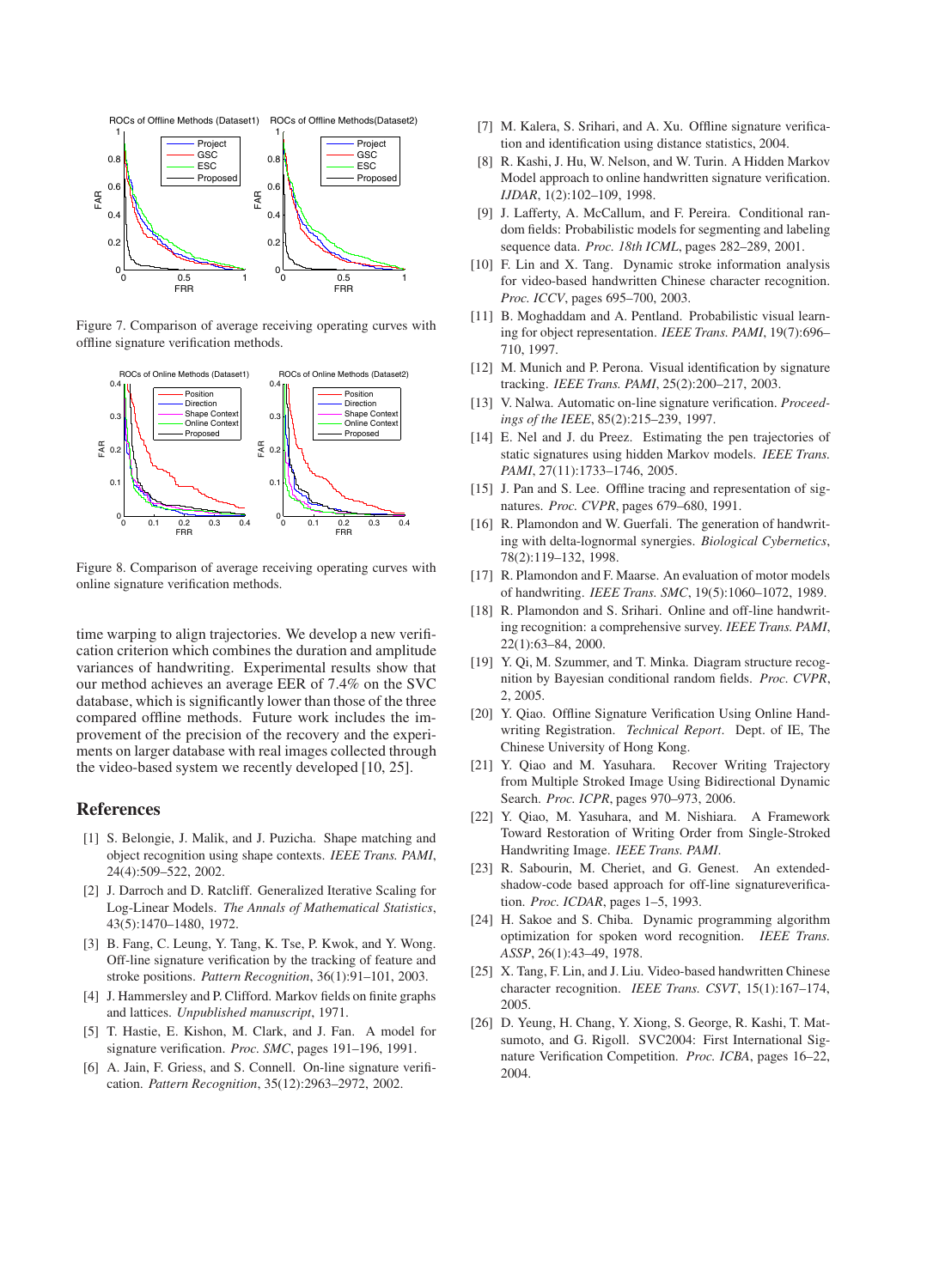ROCs of Offline Methods (Dataset1)

FAR

FRR

Project
GSC
ESC
Proposed

ROCs of Offline Methods(Dataset2)

FAR

FRR

Project
GSC
ESC
Proposed

Figure 7. Comparison of average receiving operating curves with offline signature verification methods.

ROCs of Online Methods (Dataset1)

FAR

FRR

Position
Direction
Shape Context
Online Context
Proposed

ROCs of Online Methods (Dataset2)

FAR

FRR

Position
Direction
Shape Context
Online Context
Proposed

Figure 8. Comparison of average receiving operating curves with online signature verification methods.

time warping to align trajectories. We develop a new verification criterion which combines the duration and amplitude variances of handwriting. Experimental results show that our method achieves an average EER of 7.4% on the SVC database, which is significantly lower than those of the three compared offline methods. Future work includes the improvement of the precision of the recovery and the experiments on larger database with real images collected through the video-based system we recently developed [10, 25].

## References

[1] S. Belongie, J. Malik, and J. Puzicha. Shape matching and object recognition using shape contexts. *IEEE Trans. PAMI*, 24(4):509–522, 2002.

[2] J. Darroch and D. Ratcliff. Generalized Iterative Scaling for Log-Linear Models. *The Annals of Mathematical Statistics*, 43(5):1470–1480, 1972.

[3] B. Fang, C. Leung, Y. Tang, K. Tse, P. Kwok, and Y. Wong. Off-line signature verification by the tracking of feature and stroke positions. *Pattern Recognition*, 36(1):91–101, 2003.

[4] J. Hammersley and P. Clifford. Markov fields on finite graphs and lattices. *Unpublished manuscript*, 1971.

[5] T. Hastie, E. Kishon, M. Clark, and J. Fan. A model for signature verification. *Proc. SMC*, pages 191–196, 1991.

[6] A. Jain, F. Griess, and S. Connell. On-line signature verification. *Pattern Recognition*, 35(12):2963–2972, 2002.

[7] M. Kalera, S. Srihari, and A. Xu. Offline signature verification and identification using distance statistics, 2004.

[8] R. Kashi, J. Hu, W. Nelson, and W. Turin. A Hidden Markov Model approach to online handwritten signature verification. *IJDAR*, 1(2):102–109, 1998.

[9] J. Lafferty, A. McCallum, and F. Pereira. Conditional random fields: Probabilistic models for segmenting and labeling sequence data. *Proc. 18th ICML*, pages 282–289, 2001.

[10] F. Lin and X. Tang. Dynamic stroke information analysis for video-based handwritten Chinese character recognition. *Proc. ICCV*, pages 695–700, 2003.

[11] B. Moghaddam and A. Pentland. Probabilistic visual learning for object representation. *IEEE Trans. PAMI*, 19(7):696–710, 1997.

[12] M. Munich and P. Perona. Visual identification by signature tracking. *IEEE Trans. PAMI*, 25(2):200–217, 2003.

[13] V. Nalwa. Automatic on-line signature verification. *Proceedings of the IEEE*, 85(2):215–239, 1997.

[14] E. Nel and J. du Preez. Estimating the pen trajectories of static signatures using hidden Markov models. *IEEE Trans. PAMI*, 27(11):1733–1746, 2005.

[15] J. Pan and S. Lee. Offline tracing and representation of signatures. *Proc. CVPR*, pages 679–680, 1991.

[16] R. Plamondon and W. Guerfali. The generation of handwriting with delta-lognormal synergies. *Biological Cybernetics*, 78(2):119–132, 1998.

[17] R. Plamondon and F. Maarse. An evaluation of motor models of handwriting. *IEEE Trans. SMC*, 19(5):1060–1072, 1989.

[18] R. Plamondon and S. Srihari. Online and off-line handwriting recognition: a comprehensive survey. *IEEE Trans. PAMI*, 22(1):63–84, 2000.

[19] Y. Qi, M. Szummer, and T. Minka. Diagram structure recognition by Bayesian conditional random fields. *Proc. CVPR*, 2, 2005.

[20] Y. Qiao. Offline Signature Verification Using Online Handwriting Registration. *Technical Report*. Dept. of IE, The Chinese University of Hong Kong.

[21] Y. Qiao and M. Yasuhara. Recover Writing Trajectory from Multiple Stroked Image Using Bidirectional Dynamic Search. *Proc. ICPR*, pages 970–973, 2006.

[22] Y. Qiao, M. Yasuhara, and M. Nishiara. A Framework Toward Restoration of Writing Order from Single-Stroked Handwriting Image. *IEEE Trans. PAMI*.

[23] R. Sabourin, M. Cheriet, and G. Genest. An extended-shadow-code based approach for off-line signatureverification. *Proc. ICDAR*, pages 1–5, 1993.

[24] H. Sakoe and S. Chiba. Dynamic programming algorithm optimization for spoken word recognition. *IEEE Trans. ASSP*, 26(1):43–49, 1978.

[25] X. Tang, F. Lin, and J. Liu. Video-based handwritten Chinese character recognition. *IEEE Trans. CSVT*, 15(1):167–174, 2005.

[26] D. Yeung, H. Chang, Y. Xiong, S. George, R. Kashi, T. Matsumoto, and G. Rigoll. SVC2004: First International Signature Verification Competition. *Proc. ICBA*, pages 16–22, 2004.